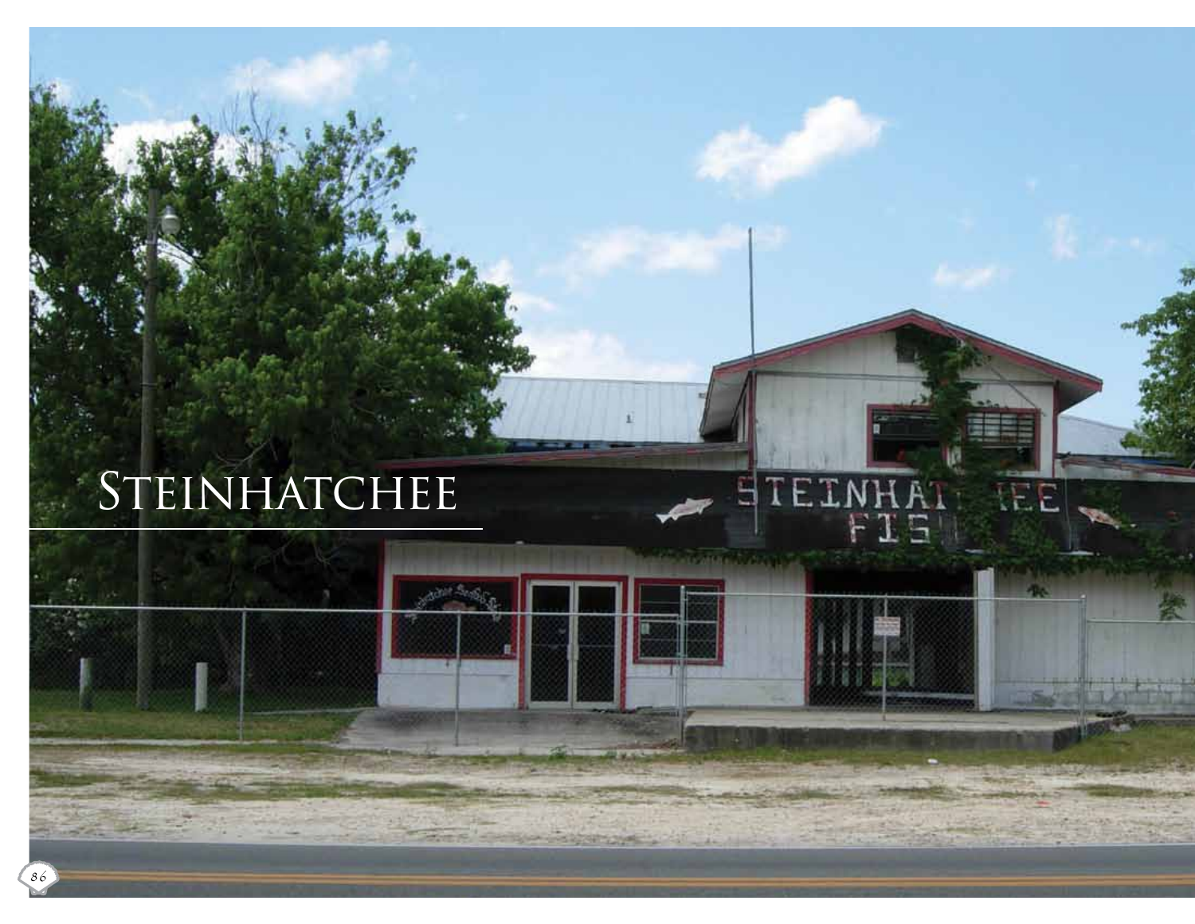# Steinhatchee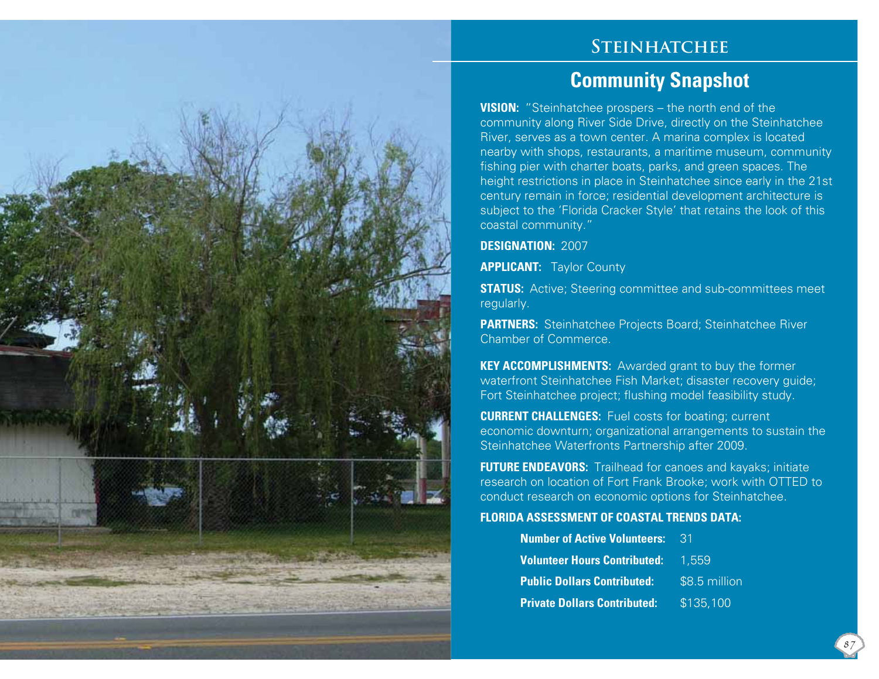# Steinhatchee

## Community Snapshot

**VISION:** "Steinhatchee prospers – the north end of the community along River Side Drive, directly on the Steinhatchee River, serves as a town center. A marina complex is located nearby with shops, restaurants, a maritime museum, community fishing pier with charter boats, parks, and green spaces. The height restrictions in place in Steinhatchee since early in the 21st century remain in force; residential development architecture is subject to the 'Florida Cracker Style' that retains the look of this coastal community."

**DESIGNATION:** 2007

**APPLICANT:** Taylor County

**STATUS:** Active; Steering committee and sub-committees meet regularly.

**PARTNERS:** Steinhatchee Projects Board; Steinhatchee River Chamber of Commerce.

**KEY ACCOMPLISHMENTS:** Awarded grant to buy the former waterfront Steinhatchee Fish Market; disaster recovery guide; Fort Steinhatchee project; flushing model feasibility study.

**CURRENT CHALLENGES:** Fuel costs for boating; current economic downturn; organizational arrangements to sustain the Steinhatchee Waterfronts Partnership after 2009.

**FUTURE ENDEAVORS:** Trailhead for canoes and kayaks; initiate research on location of Fort Frank Brooke; work with OTTED to conduct research on economic options for Steinhatchee.

**FLORIDA ASSESSMENT OF COASTAL TRENDS DATA:**

| | |
|---|---|
| **Number of Active Volunteers:** | 31 |
| **Volunteer Hours Contributed:** | 1,559 |
| **Public Dollars Contributed:** | $8.5 million |
| **Private Dollars Contributed:** | $135,100 |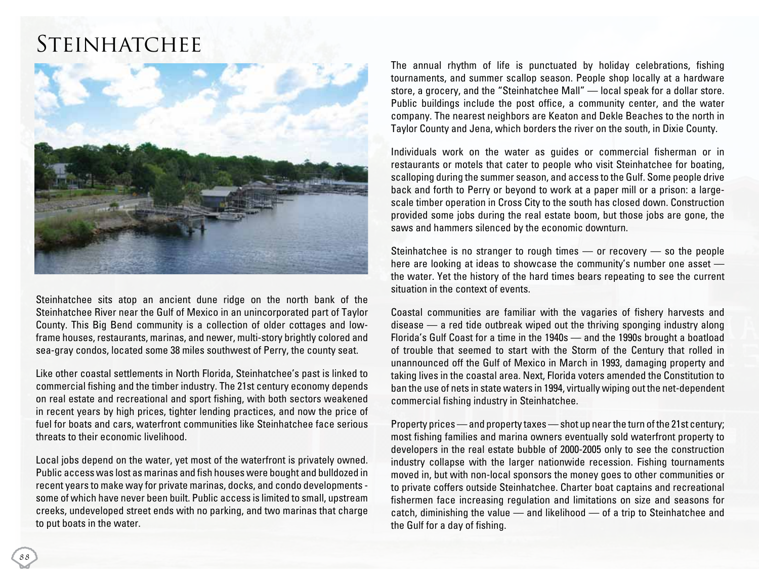# Steinhatchee

Steinhatchee sits atop an ancient dune ridge on the north bank of the Steinhatchee River near the Gulf of Mexico in an unincorporated part of Taylor County. This Big Bend community is a collection of older cottages and low-frame houses, restaurants, marinas, and newer, multi-story brightly colored and sea-gray condos, located some 38 miles southwest of Perry, the county seat.

Like other coastal settlements in North Florida, Steinhatchee's past is linked to commercial fishing and the timber industry. The 21st century economy depends on real estate and recreational and sport fishing, with both sectors weakened in recent years by high prices, tighter lending practices, and now the price of fuel for boats and cars, waterfront communities like Steinhatchee face serious threats to their economic livelihood.

Local jobs depend on the water, yet most of the waterfront is privately owned. Public access was lost as marinas and fish houses were bought and bulldozed in recent years to make way for private marinas, docks, and condo developments - some of which have never been built. Public access is limited to small, upstream creeks, undeveloped street ends with no parking, and two marinas that charge to put boats in the water.

The annual rhythm of life is punctuated by holiday celebrations, fishing tournaments, and summer scallop season. People shop locally at a hardware store, a grocery, and the "Steinhatchee Mall" — local speak for a dollar store. Public buildings include the post office, a community center, and the water company. The nearest neighbors are Keaton and Dekle Beaches to the north in Taylor County and Jena, which borders the river on the south, in Dixie County.

Individuals work on the water as guides or commercial fisherman or in restaurants or motels that cater to people who visit Steinhatchee for boating, scalloping during the summer season, and access to the Gulf. Some people drive back and forth to Perry or beyond to work at a paper mill or a prison: a large-scale timber operation in Cross City to the south has closed down. Construction provided some jobs during the real estate boom, but those jobs are gone, the saws and hammers silenced by the economic downturn.

Steinhatchee is no stranger to rough times — or recovery — so the people here are looking at ideas to showcase the community's number one asset — the water. Yet the history of the hard times bears repeating to see the current situation in the context of events.

Coastal communities are familiar with the vagaries of fishery harvests and disease — a red tide outbreak wiped out the thriving sponging industry along Florida's Gulf Coast for a time in the 1940s — and the 1990s brought a boatload of trouble that seemed to start with the Storm of the Century that rolled in unannounced off the Gulf of Mexico in March in 1993, damaging property and taking lives in the coastal area. Next, Florida voters amended the Constitution to ban the use of nets in state waters in 1994, virtually wiping out the net-dependent commercial fishing industry in Steinhatchee.

Property prices — and property taxes — shot up near the turn of the 21st century; most fishing families and marina owners eventually sold waterfront property to developers in the real estate bubble of 2000-2005 only to see the construction industry collapse with the larger nationwide recession. Fishing tournaments moved in, but with non-local sponsors the money goes to other communities or to private coffers outside Steinhatchee. Charter boat captains and recreational fishermen face increasing regulation and limitations on size and seasons for catch, diminishing the value — and likelihood — of a trip to Steinhatchee and the Gulf for a day of fishing.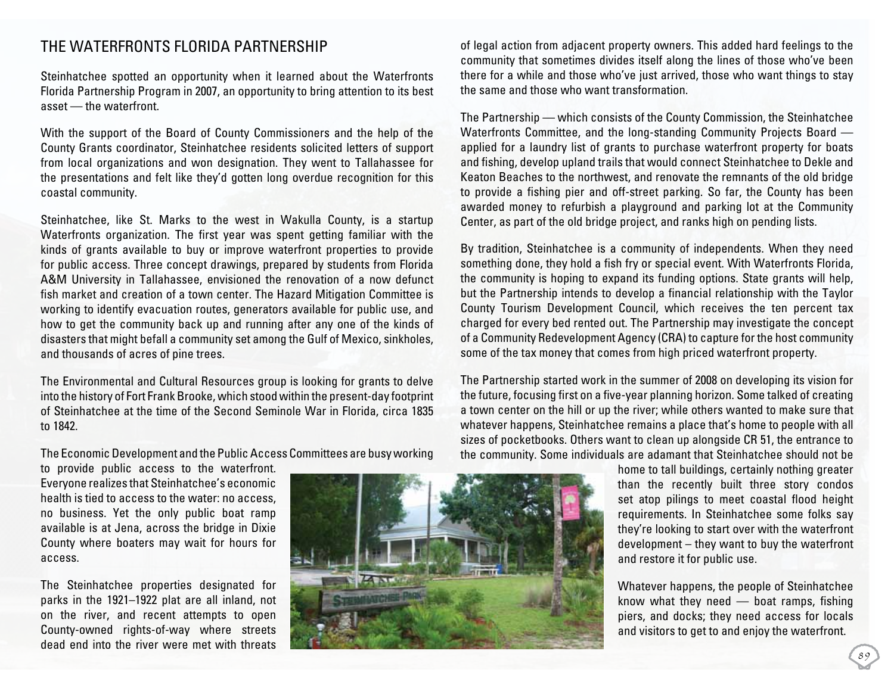## THE WATERFRONTS FLORIDA PARTNERSHIP

Steinhatchee spotted an opportunity when it learned about the Waterfronts Florida Partnership Program in 2007, an opportunity to bring attention to its best asset — the waterfront.

With the support of the Board of County Commissioners and the help of the County Grants coordinator, Steinhatchee residents solicited letters of support from local organizations and won designation. They went to Tallahassee for the presentations and felt like they'd gotten long overdue recognition for this coastal community.

Steinhatchee, like St. Marks to the west in Wakulla County, is a startup Waterfronts organization. The first year was spent getting familiar with the kinds of grants available to buy or improve waterfront properties to provide for public access. Three concept drawings, prepared by students from Florida A&M University in Tallahassee, envisioned the renovation of a now defunct fish market and creation of a town center. The Hazard Mitigation Committee is working to identify evacuation routes, generators available for public use, and how to get the community back up and running after any one of the kinds of disasters that might befall a community set among the Gulf of Mexico, sinkholes, and thousands of acres of pine trees.

The Environmental and Cultural Resources group is looking for grants to delve into the history of Fort Frank Brooke, which stood within the present-day footprint of Steinhatchee at the time of the Second Seminole War in Florida, circa 1835 to 1842.

The Economic Development and the Public Access Committees are busy working to provide public access to the waterfront. Everyone realizes that Steinhatchee's economic health is tied to access to the water: no access, no business. Yet the only public boat ramp available is at Jena, across the bridge in Dixie County where boaters may wait for hours for access.

The Steinhatchee properties designated for parks in the 1921–1922 plat are all inland, not on the river, and recent attempts to open County-owned rights-of-way where streets dead end into the river were met with threats of legal action from adjacent property owners. This added hard feelings to the community that sometimes divides itself along the lines of those who've been there for a while and those who've just arrived, those who want things to stay the same and those who want transformation.

The Partnership — which consists of the County Commission, the Steinhatchee Waterfronts Committee, and the long-standing Community Projects Board — applied for a laundry list of grants to purchase waterfront property for boats and fishing, develop upland trails that would connect Steinhatchee to Dekle and Keaton Beaches to the northwest, and renovate the remnants of the old bridge to provide a fishing pier and off-street parking. So far, the County has been awarded money to refurbish a playground and parking lot at the Community Center, as part of the old bridge project, and ranks high on pending lists.

By tradition, Steinhatchee is a community of independents. When they need something done, they hold a fish fry or special event. With Waterfronts Florida, the community is hoping to expand its funding options. State grants will help, but the Partnership intends to develop a financial relationship with the Taylor County Tourism Development Council, which receives the ten percent tax charged for every bed rented out. The Partnership may investigate the concept of a Community Redevelopment Agency (CRA) to capture for the host community some of the tax money that comes from high priced waterfront property.

The Partnership started work in the summer of 2008 on developing its vision for the future, focusing first on a five-year planning horizon. Some talked of creating a town center on the hill or up the river; while others wanted to make sure that whatever happens, Steinhatchee remains a place that's home to people with all sizes of pocketbooks. Others want to clean up alongside CR 51, the entrance to the community. Some individuals are adamant that Steinhatchee should not be home to tall buildings, certainly nothing greater than the recently built three story condos set atop pilings to meet coastal flood height requirements. In Steinhatchee some folks say they're looking to start over with the waterfront development – they want to buy the waterfront and restore it for public use.

Whatever happens, the people of Steinhatchee know what they need — boat ramps, fishing piers, and docks; they need access for locals and visitors to get to and enjoy the waterfront.